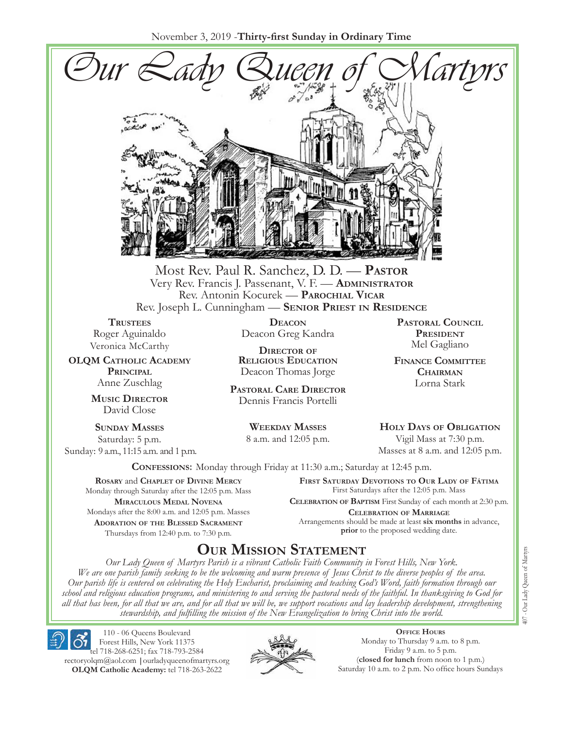November 3, 2019 - **Thirty-first Sunday in Ordinary Time**

# Our Lady Queen of Martyrs

Most Rev. Paul R. Sanchez, D. D. — **Pastor**
Very Rev. Francis J. Passenant, V. F. — **Administrator**
Rev. Antonin Kocurek — **Parochial Vicar**
Rev. Joseph L. Cunningham — **Senior Priest in Residence**

**Trustees**
Roger Aguinaldo
Veronica McCarthy

**OLQM Catholic Academy Principal**
Anne Zuschlag

**Music Director**
David Close

**Deacon**
Deacon Greg Kandra

**Director of Religious Education**
Deacon Thomas Jorge

**Pastoral Care Director**
Dennis Francis Portelli

**Pastoral Council President**
Mel Gagliano

**Finance Committee Chairman**
Lorna Stark

**Sunday Masses**
Saturday: 5 p.m.
Sunday: 9 a.m., 11:15 a.m. and 1 p.m.

**Weekday Masses**
8 a.m. and 12:05 p.m.

**Holy Days of Obligation**
Vigil Mass at 7:30 p.m.
Masses at 8 a.m. and 12:05 p.m.

**Confessions:** Monday through Friday at 11:30 a.m.; Saturday at 12:45 p.m.

**Rosary** and **Chaplet of Divine Mercy**
Monday through Saturday after the 12:05 p.m. Mass

**Miraculous Medal Novena**
Mondays after the 8:00 a.m. and 12:05 p.m. Masses

**Adoration of the Blessed Sacrament**
Thursdays from 12:40 p.m. to 7:30 p.m.

**First Saturday Devotions to Our Lady of Fátima**
First Saturdays after the 12:05 p.m. Mass

**Celebration of Baptism** First Sunday of each month at 2:30 p.m.

**Celebration of Marriage**
Arrangements should be made at least **six months** in advance, **prior** to the proposed wedding date.

## Our Mission Statement

*Our Lady Queen of Martyrs Parish is a vibrant Catholic Faith Community in Forest Hills, New York. We are one parish family seeking to be the welcoming and warm presence of Jesus Christ to the diverse peoples of the area. Our parish life is centered on celebrating the Holy Eucharist, proclaiming and teaching God's Word, faith formation through our school and religious education programs, and ministering to and serving the pastoral needs of the faithful. In thanksgiving to God for all that has been, for all that we are, and for all that we will be, we support vocations and lay leadership development, strengthening stewardship, and fulfilling the mission of the New Evangelization to bring Christ into the world.*

110 - 06 Queens Boulevard
Forest Hills, New York 11375
tel 718-268-6251; fax 718-793-2584
rectoryolqm@aol.com | ourladyqueenofmartyrs.org
**OLQM Catholic Academy:** tel 718-263-2622

**Office Hours**
Monday to Thursday 9 a.m. to 8 p.m.
Friday 9 a.m. to 5 p.m.
(**closed for lunch** from noon to 1 p.m.)
Saturday 10 a.m. to 2 p.m. No office hours Sundays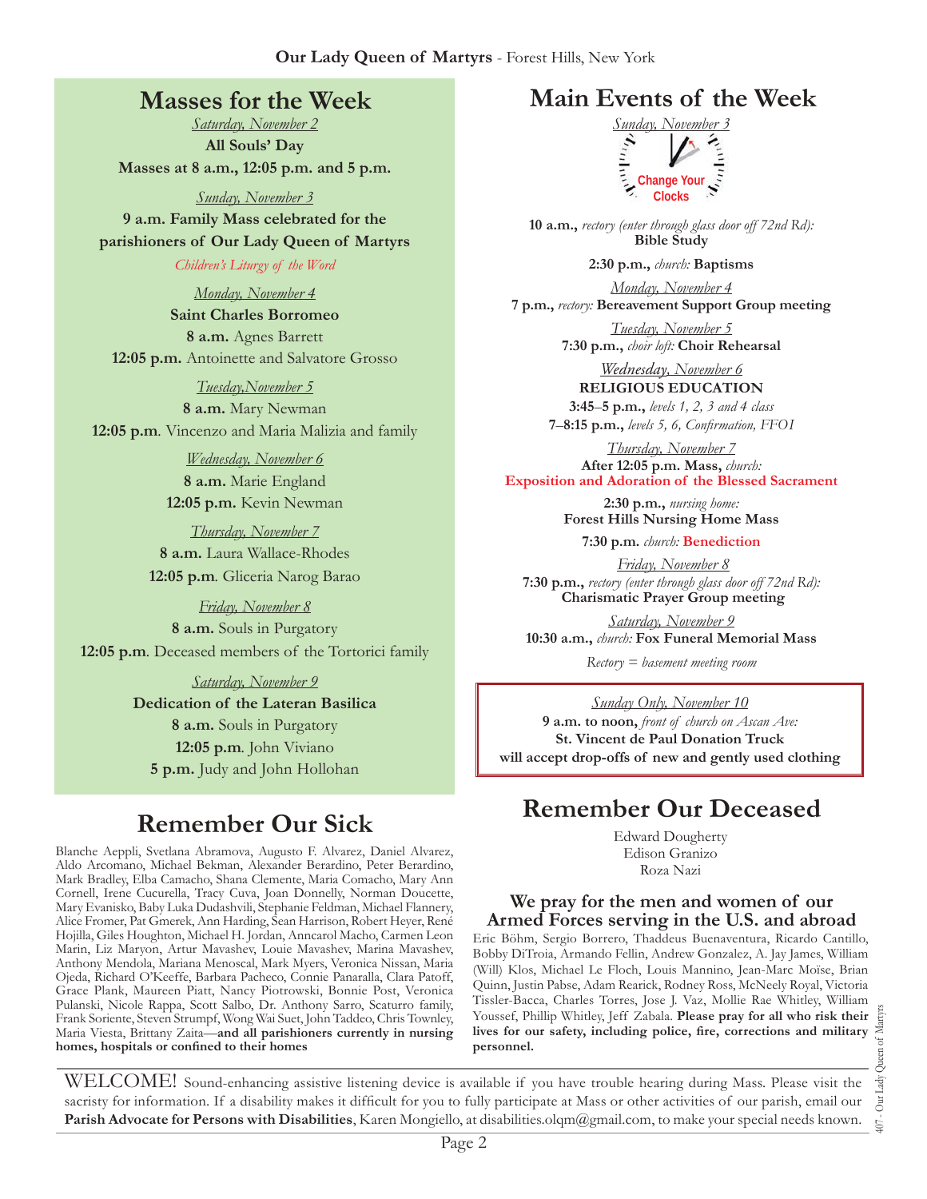**Our Lady Queen of Martyrs** - Forest Hills, New York

## Masses for the Week

*Saturday, November 2*
**All Souls' Day**
**Masses at 8 a.m., 12:05 p.m. and 5 p.m.**

*Sunday, November 3*
**9 a.m. Family Mass celebrated for the parishioners of Our Lady Queen of Martyrs**
*Children's Liturgy of the Word*

*Monday, November 4*
**Saint Charles Borromeo**
**8 a.m.** Agnes Barrett
**12:05 p.m.** Antoinette and Salvatore Grosso

*Tuesday,November 5*
**8 a.m.** Mary Newman
**12:05 p.m**. Vincenzo and Maria Malizia and family

*Wednesday, November 6*
**8 a.m.** Marie England
**12:05 p.m.** Kevin Newman

*Thursday, November 7*
**8 a.m.** Laura Wallace-Rhodes
**12:05 p.m**. Gliceria Narog Barao

*Friday, November 8*
**8 a.m.** Souls in Purgatory
**12:05 p.m**. Deceased members of the Tortorici family

*Saturday, November 9*
**Dedication of the Lateran Basilica**
**8 a.m.** Souls in Purgatory
**12:05 p.m**. John Viviano
**5 p.m.** Judy and John Hollohan

## Remember Our Sick

Blanche Aeppli, Svetlana Abramova, Augusto F. Alvarez, Daniel Alvarez, Aldo Arcomano, Michael Bekman, Alexander Berardino, Peter Berardino, Mark Bradley, Elba Camacho, Shana Clemente, Maria Comacho, Mary Ann Cornell, Irene Cucurella, Tracy Cuva, Joan Donnelly, Norman Doucette, Mary Evanisko, Baby Luka Dudashvili, Stephanie Feldman, Michael Flannery, Alice Fromer, Pat Gmerek, Ann Harding, Sean Harrison, Robert Heyer, René Hojilla, Giles Houghton, Michael H. Jordan, Anncarol Macho, Carmen Leon Marin, Liz Maryon, Artur Mavashev, Louie Mavashev, Marina Mavashev, Anthony Mendola, Mariana Menoscal, Mark Myers, Veronica Nissan, Maria Ojeda, Richard O'Keeffe, Barbara Pacheco, Connie Panaralla, Clara Patoff, Grace Plank, Maureen Piatt, Nancy Piotrowski, Bonnie Post, Veronica Pulanski, Nicole Rappa, Scott Salbo, Dr. Anthony Sarro, Scaturro family, Frank Soriente, Steven Strumpf, Wong Wai Suet, John Taddeo, Chris Townley, Maria Viesta, Brittany Zaita—**and all parishioners currently in nursing homes, hospitals or confined to their homes**

## Main Events of the Week

*Sunday, November 3*
Change Your Clocks

**10 a.m.,** *rectory (enter through glass door off 72nd Rd):* **Bible Study**

**2:30 p.m.,** *church:* **Baptisms**

*Monday, November 4*
**7 p.m.,** *rectory:* **Bereavement Support Group meeting**

*Tuesday, November 5*
**7:30 p.m.,** *choir loft:* **Choir Rehearsal**

*Wednesday, November 6*
**RELIGIOUS EDUCATION**
**3:45–5 p.m.,** *levels 1, 2, 3 and 4 class*
**7–8:15 p.m.,** *levels 5, 6, Confirmation, FFOI*

*Thursday, November 7*
**After 12:05 p.m. Mass,** *church:*
**Exposition and Adoration of the Blessed Sacrament**

**2:30 p.m.,** *nursing home:* **Forest Hills Nursing Home Mass**

**7:30 p.m.** *church:* **Benediction**

*Friday, November 8*
**7:30 p.m.,** *rectory (enter through glass door off 72nd Rd):* **Charismatic Prayer Group meeting**

*Saturday, November 9*
**10:30 a.m.,** *church:* **Fox Funeral Memorial Mass**

*Rectory = basement meeting room*

*Sunday Only, November 10*
**9 a.m. to noon,** *front of church on Ascan Ave:*
**St. Vincent de Paul Donation Truck will accept drop-offs of new and gently used clothing**

## Remember Our Deceased

Edward Dougherty
Edison Granizo
Roza Nazi

### We pray for the men and women of our Armed Forces serving in the U.S. and abroad

Eric Böhm, Sergio Borrero, Thaddeus Buenaventura, Ricardo Cantillo, Bobby DiTroia, Armando Fellin, Andrew Gonzalez, A. Jay James, William (Will) Klos, Michael Le Floch, Louis Mannino, Jean-Marc Moïse, Brian Quinn, Justin Pabse, Adam Rearick, Rodney Ross, McNeely Royal, Victoria Tissler-Bacca, Charles Torres, Jose J. Vaz, Mollie Rae Whitley, William Youssef, Phillip Whitley, Jeff Zabala. **Please pray for all who risk their lives for our safety, including police, fire, corrections and military personnel.**

WELCOME! Sound-enhancing assistive listening device is available if you have trouble hearing during Mass. Please visit the sacristy for information. If a disability makes it difficult for you to fully participate at Mass or other activities of our parish, email our **Parish Advocate for Persons with Disabilities**, Karen Mongiello, at disabilities.olqm@gmail.com, to make your special needs known.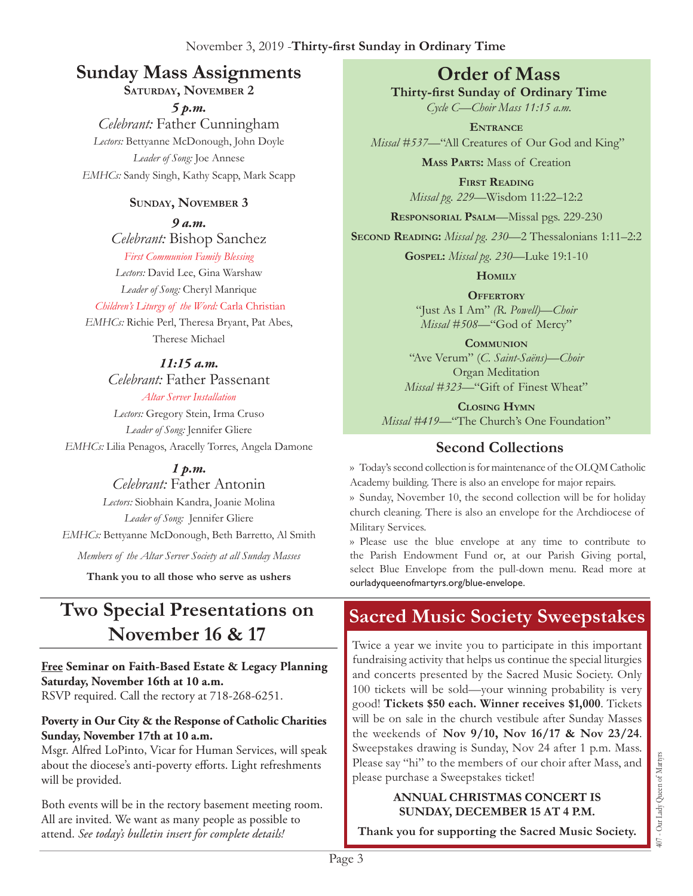November 3, 2019 -**Thirty-first Sunday in Ordinary Time**

## Sunday Mass Assignments

**Saturday, November 2**

***5 p.m.***

*Celebrant:* Father Cunningham

*Lectors:* Bettyanne McDonough, John Doyle

*Leader of Song:* Joe Annese

*EMHCs:* Sandy Singh, Kathy Scapp, Mark Scapp

**Sunday, November 3**

***9 a.m.***

*Celebrant:* Bishop Sanchez

*First Communion Family Blessing*

*Lectors:* David Lee, Gina Warshaw

*Leader of Song:* Cheryl Manrique

*Children's Liturgy of the Word:* Carla Christian

*EMHCs:* Richie Perl, Theresa Bryant, Pat Abes, Therese Michael

***11:15 a.m.***

*Celebrant:* Father Passenant

*Altar Server Installation*

*Lectors:* Gregory Stein, Irma Cruso

*Leader of Song:* Jennifer Gliere

*EMHCs:* Lilia Penagos, Aracelly Torres, Angela Damone

***1 p.m.***

*Celebrant:* Father Antonin

*Lectors:* Siobhain Kandra, Joanie Molina

*Leader of Song:* Jennifer Gliere

*EMHCs:* Bettyanne McDonough, Beth Barretto, Al Smith

*Members of the Altar Server Society at all Sunday Masses*

**Thank you to all those who serve as ushers**

## Order of Mass

**Thirty-first Sunday of Ordinary Time**

*Cycle C—Choir Mass 11:15 a.m.*

**Entrance**
*Missal #537*—"All Creatures of Our God and King"

**Mass Parts:** Mass of Creation

**First Reading**
*Missal pg. 229*—Wisdom 11:22–12:2

**Responsorial Psalm**—Missal pgs. 229-230

**Second Reading:** *Missal pg. 230*—2 Thessalonians 1:11–2:2

**Gospel:** *Missal pg. 230*—Luke 19:1-10

**Homily**

**Offertory**
"Just As I Am" *(R. Powell)—Choir*
*Missal #508*—"God of Mercy"

**Communion**
"Ave Verum" (*C. Saint-Saëns)—Choir*
Organ Meditation
*Missal #323*—"Gift of Finest Wheat"

**Closing Hymn**
*Missal #419*—"The Church's One Foundation"

## Second Collections

» Today's second collection is for maintenance of the OLQM Catholic Academy building. There is also an envelope for major repairs.

» Sunday, November 10, the second collection will be for holiday church cleaning. There is also an envelope for the Archdiocese of Military Services.

» Please use the blue envelope at any time to contribute to the Parish Endowment Fund or, at our Parish Giving portal, select Blue Envelope from the pull-down menu. Read more at ourladyqueenofmartyrs.org/blue-envelope.

## Two Special Presentations on November 16 & 17

**Free Seminar on Faith-Based Estate & Legacy Planning**
**Saturday, November 16th at 10 a.m.**
RSVP required. Call the rectory at 718-268-6251.

**Poverty in Our City & the Response of Catholic Charities**
**Sunday, November 17th at 10 a.m.**
Msgr. Alfred LoPinto, Vicar for Human Services, will speak about the diocese's anti-poverty efforts. Light refreshments will be provided.

Both events will be in the rectory basement meeting room. All are invited. We want as many people as possible to attend. *See today's bulletin insert for complete details!*

## Sacred Music Society Sweepstakes

Twice a year we invite you to participate in this important fundraising activity that helps us continue the special liturgies and concerts presented by the Sacred Music Society. Only 100 tickets will be sold—your winning probability is very good! **Tickets $50 each. Winner receives $1,000**. Tickets will be on sale in the church vestibule after Sunday Masses the weekends of **Nov 9/10, Nov 16/17 & Nov 23/24**. Sweepstakes drawing is Sunday, Nov 24 after 1 p.m. Mass. Please say "hi" to the members of our choir after Mass, and please purchase a Sweepstakes ticket!

**ANNUAL CHRISTMAS CONCERT IS SUNDAY, DECEMBER 15 AT 4 P.M.**

**Thank you for supporting the Sacred Music Society.**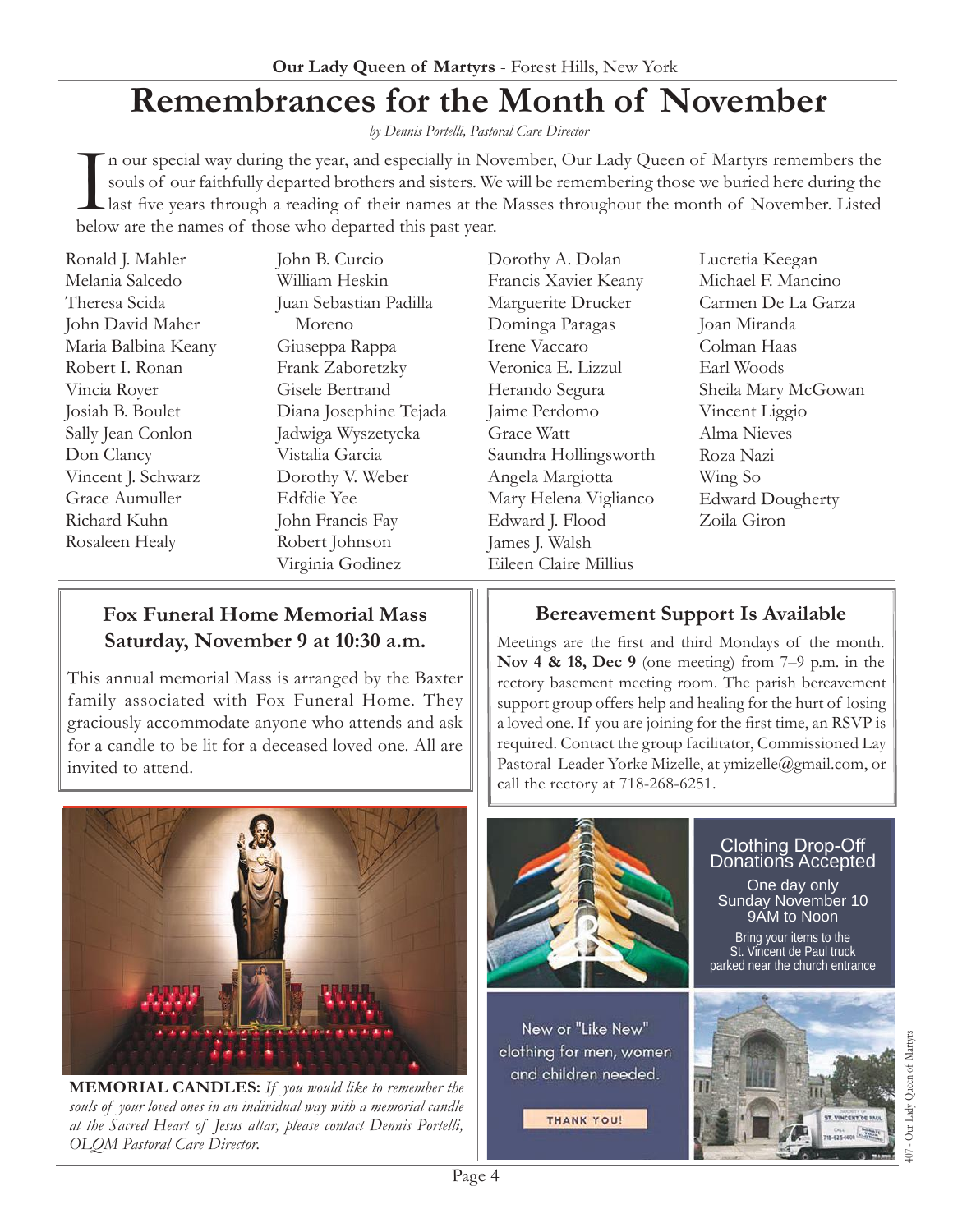# Remembrances for the Month of November

*by Dennis Portelli, Pastoral Care Director*

In our special way during the year, and especially in November, Our Lady Queen of Martyrs remembers the souls of our faithfully departed brothers and sisters. We will be remembering those we buried here during the last five years through a reading of their names at the Masses throughout the month of November. Listed below are the names of those who departed this past year.

Ronald J. Mahler
Melania Salcedo
Theresa Scida
John David Maher
Maria Balbina Keany
Robert I. Ronan
Vincia Royer
Josiah B. Boulet
Sally Jean Conlon
Don Clancy
Vincent J. Schwarz
Grace Aumuller
Richard Kuhn
Rosaleen Healy
John B. Curcio
William Heskin
Juan Sebastian Padilla Moreno
Giuseppa Rappa
Frank Zaboretzky
Gisele Bertrand
Diana Josephine Tejada
Jadwiga Wyszetycka
Vistalia Garcia
Dorothy V. Weber
Edfdie Yee
John Francis Fay
Robert Johnson
Virginia Godinez
Dorothy A. Dolan
Francis Xavier Keany
Marguerite Drucker
Dominga Paragas
Irene Vaccaro
Veronica E. Lizzul
Herando Segura
Jaime Perdomo
Grace Watt
Saundra Hollingsworth
Angela Margiotta
Mary Helena Viglianco
Edward J. Flood
James J. Walsh
Eileen Claire Millius
Lucretia Keegan
Michael F. Mancino
Carmen De La Garza
Joan Miranda
Colman Haas
Earl Woods
Sheila Mary McGowan
Vincent Liggio
Alma Nieves
Roza Nazi
Wing So
Edward Dougherty
Zoila Giron

## Fox Funeral Home Memorial Mass Saturday, November 9 at 10:30 a.m.

This annual memorial Mass is arranged by the Baxter family associated with Fox Funeral Home. They graciously accommodate anyone who attends and ask for a candle to be lit for a deceased loved one. All are invited to attend.

**MEMORIAL CANDLES:** *If you would like to remember the souls of your loved ones in an individual way with a memorial candle at the Sacred Heart of Jesus altar, please contact Dennis Portelli, OLQM Pastoral Care Director.*

## Bereavement Support Is Available

Meetings are the first and third Mondays of the month. **Nov 4 & 18, Dec 9** (one meeting) from 7–9 p.m. in the rectory basement meeting room. The parish bereavement support group offers help and healing for the hurt of losing a loved one. If you are joining for the first time, an RSVP is required. Contact the group facilitator, Commissioned Lay Pastoral Leader Yorke Mizelle, at ymizelle@gmail.com, or call the rectory at 718-268-6251.

## Clothing Drop-Off Donations Accepted

One day only
Sunday November 10
9AM to Noon

Bring your items to the St. Vincent de Paul truck parked near the church entrance

New or "Like New" clothing for men, women and children needed.

THANK YOU!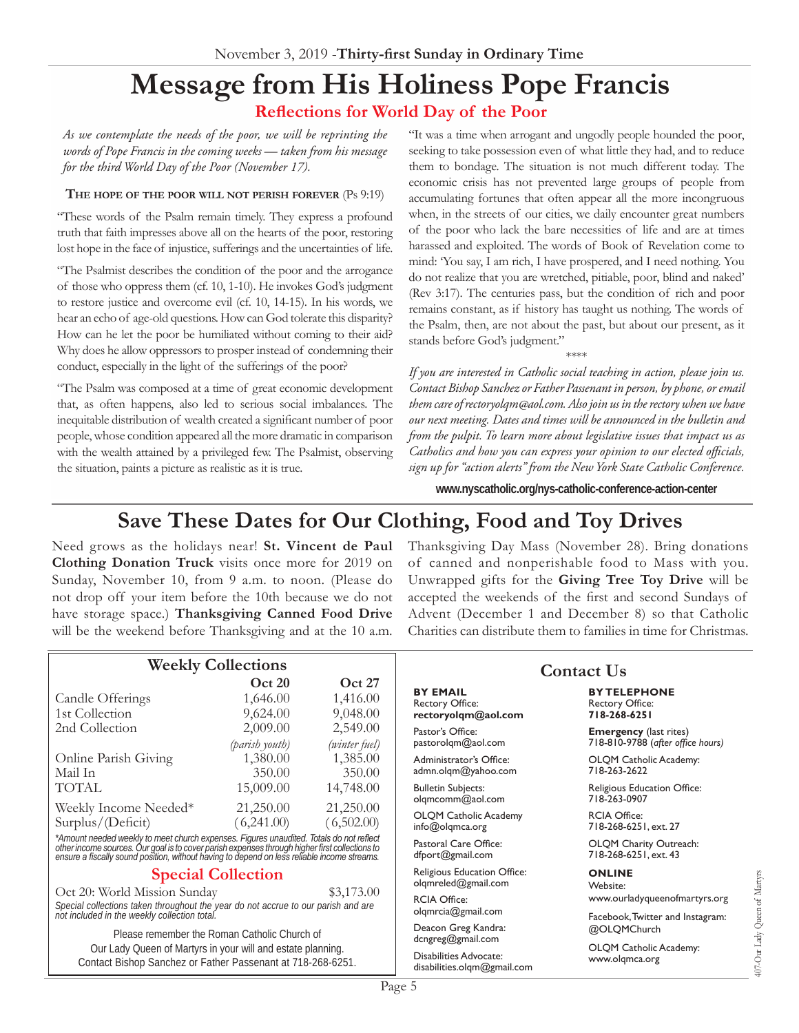November 3, 2019 -**Thirty-first Sunday in Ordinary Time**

# Message from His Holiness Pope Francis

## Reflections for World Day of the Poor

*As we contemplate the needs of the poor, we will be reprinting the words of Pope Francis in the coming weeks — taken from his message for the third World Day of the Poor (November 17).*

**The hope of the poor will not perish forever** (Ps 9:19)

"These words of the Psalm remain timely. They express a profound truth that faith impresses above all on the hearts of the poor, restoring lost hope in the face of injustice, sufferings and the uncertainties of life.

"The Psalmist describes the condition of the poor and the arrogance of those who oppress them (cf. 10, 1-10). He invokes God's judgment to restore justice and overcome evil (cf. 10, 14-15). In his words, we hear an echo of age-old questions. How can God tolerate this disparity? How can he let the poor be humiliated without coming to their aid? Why does he allow oppressors to prosper instead of condemning their conduct, especially in the light of the sufferings of the poor?

"The Psalm was composed at a time of great economic development that, as often happens, also led to serious social imbalances. The inequitable distribution of wealth created a significant number of poor people, whose condition appeared all the more dramatic in comparison with the wealth attained by a privileged few. The Psalmist, observing the situation, paints a picture as realistic as it is true.

"It was a time when arrogant and ungodly people hounded the poor, seeking to take possession even of what little they had, and to reduce them to bondage. The situation is not much different today. The economic crisis has not prevented large groups of people from accumulating fortunes that often appear all the more incongruous when, in the streets of our cities, we daily encounter great numbers of the poor who lack the bare necessities of life and are at times harassed and exploited. The words of Book of Revelation come to mind: 'You say, I am rich, I have prospered, and I need nothing. You do not realize that you are wretched, pitiable, poor, blind and naked' (Rev 3:17). The centuries pass, but the condition of rich and poor remains constant, as if history has taught us nothing. The words of the Psalm, then, are not about the past, but about our present, as it stands before God's judgment."

\*\*\*\*

*If you are interested in Catholic social teaching in action, please join us. Contact Bishop Sanchez or Father Passenant in person, by phone, or email them care of rectoryolqm@aol.com. Also join us in the rectory when we have our next meeting. Dates and times will be announced in the bulletin and from the pulpit. To learn more about legislative issues that impact us as Catholics and how you can express your opinion to our elected officials, sign up for "action alerts" from the New York State Catholic Conference.*

**www.nyscatholic.org/nys-catholic-conference-action-center**

# Save These Dates for Our Clothing, Food and Toy Drives

Need grows as the holidays near! **St. Vincent de Paul Clothing Donation Truck** visits once more for 2019 on Sunday, November 10, from 9 a.m. to noon. (Please do not drop off your item before the 10th because we do not have storage space.) **Thanksgiving Canned Food Drive** will be the weekend before Thanksgiving and at the 10 a.m. Thanksgiving Day Mass (November 28). Bring donations of canned and nonperishable food to Mass with you. Unwrapped gifts for the **Giving Tree Toy Drive** will be accepted the weekends of the first and second Sundays of Advent (December 1 and December 8) so that Catholic Charities can distribute them to families in time for Christmas.

## Weekly Collections

| | Oct 20 | Oct 27 |
|---|---|---|
| Candle Offerings | 1,646.00 | 1,416.00 |
| 1st Collection | 9,624.00 | 9,048.00 |
| 2nd Collection | 2,009.00 | 2,549.00 |
| | *(parish youth)* | *(winter fuel)* |
| Online Parish Giving | 1,380.00 | 1,385.00 |
| Mail In | 350.00 | 350.00 |
| TOTAL | 15,009.00 | 14,748.00 |
| Weekly Income Needed* | 21,250.00 | 21,250.00 |
| Surplus/(Deficit) | (6,241.00) | (6,502.00) |

*\*Amount needed weekly to meet church expenses. Figures unaudited. Totals do not reflect other income sources. Our goal is to cover parish expenses through higher first collections to ensure a fiscally sound position, without having to depend on less reliable income streams.*

## Special Collection

Oct 20: World Mission Sunday — $3,173.00

*Special collections taken throughout the year do not accrue to our parish and are not included in the weekly collection total.*

Please remember the Roman Catholic Church of Our Lady Queen of Martyrs in your will and estate planning. Contact Bishop Sanchez or Father Passenant at 718-268-6251.

## Contact Us

**BY EMAIL**

Rectory Office:
**rectoryolqm@aol.com**

Pastor's Office:
pastorolqm@aol.com

Administrator's Office:
admn.olqm@yahoo.com

Bulletin Subjects:
olqmcomm@aol.com

OLQM Catholic Academy
info@olqmca.org

Pastoral Care Office:
dfport@gmail.com

Religious Education Office:
olqmreled@gmail.com

RCIA Office:
olqmrcia@gmail.com

Deacon Greg Kandra:
dcngreg@gmail.com

Disabilities Advocate:
disabilities.olqm@gmail.com

**BY TELEPHONE**

Rectory Office:
**718-268-6251**

**Emergency** (last rites)
718-810-9788 (*after office hours*)

OLQM Catholic Academy:
718-263-2622

Religious Education Office:
718-263-0907

RCIA Office:
718-268-6251, ext. 27

OLQM Charity Outreach:
718-268-6251, ext. 43

**ONLINE**

Website:
www.ourladyqueenofmartyrs.org

Facebook, Twitter and Instagram:
@OLQMChurch

OLQM Catholic Academy:
www.olqmca.org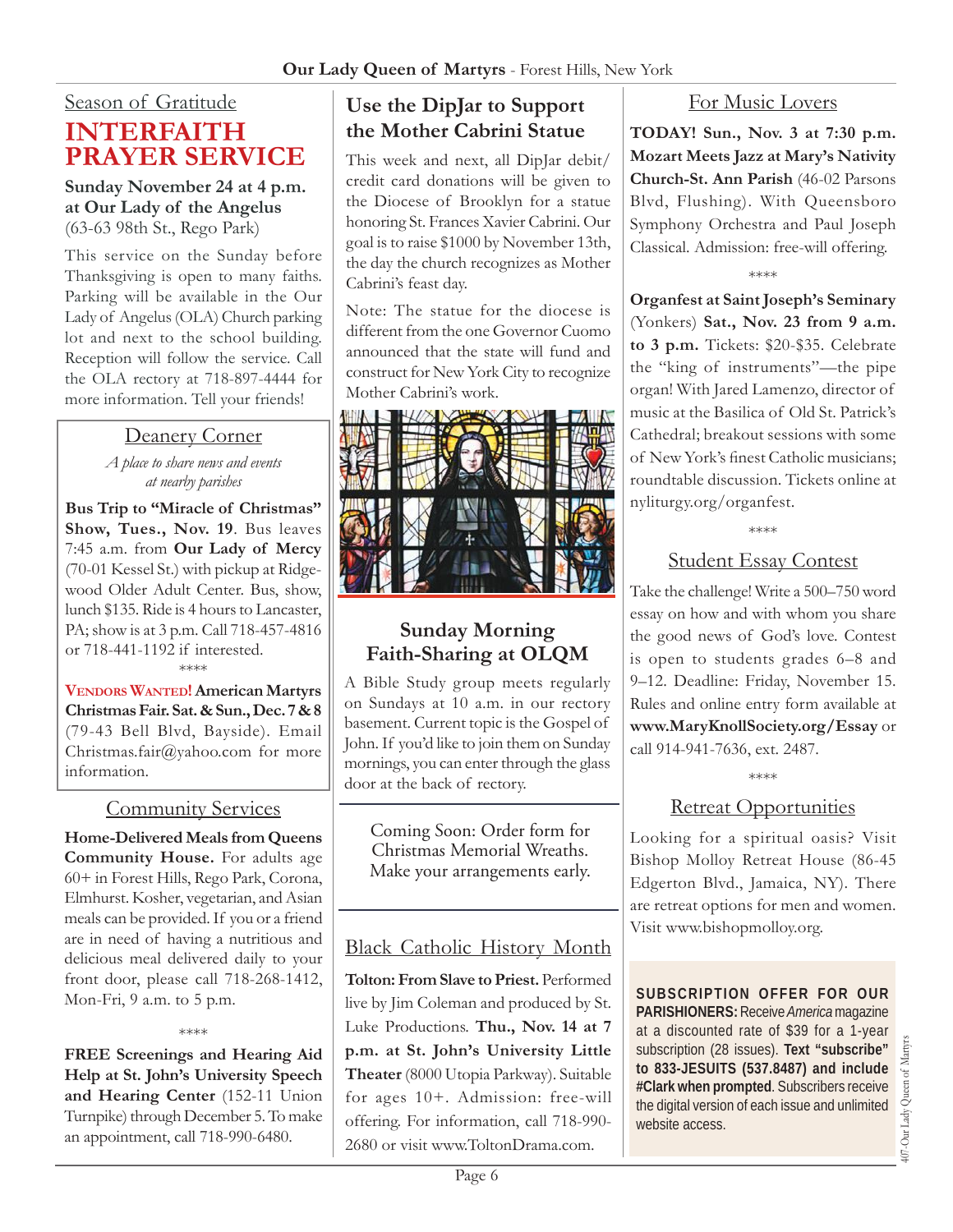## Season of Gratitude

# INTERFAITH PRAYER SERVICE

**Sunday November 24 at 4 p.m. at Our Lady of the Angelus** (63-63 98th St., Rego Park)

This service on the Sunday before Thanksgiving is open to many faiths. Parking will be available in the Our Lady of Angelus (OLA) Church parking lot and next to the school building. Reception will follow the service. Call the OLA rectory at 718-897-4444 for more information. Tell your friends!

## Deanery Corner

*A place to share news and events at nearby parishes*

**Bus Trip to "Miracle of Christmas" Show, Tues., Nov. 19**. Bus leaves 7:45 a.m. from **Our Lady of Mercy** (70-01 Kessel St.) with pickup at Ridgewood Older Adult Center. Bus, show, lunch $135. Ride is 4 hours to Lancaster, PA; show is at 3 p.m. Call 718-457-4816 or 718-441-1192 if interested.

\*\*\*\*

**VENDORS WANTED! American Martyrs Christmas Fair. Sat. & Sun., Dec. 7 & 8** (79-43 Bell Blvd, Bayside). Email Christmas.fair@yahoo.com for more information.

## Community Services

**Home-Delivered Meals from Queens Community House.** For adults age 60+ in Forest Hills, Rego Park, Corona, Elmhurst. Kosher, vegetarian, and Asian meals can be provided. If you or a friend are in need of having a nutritious and delicious meal delivered daily to your front door, please call 718-268-1412, Mon-Fri, 9 a.m. to 5 p.m.

\*\*\*\*

**FREE Screenings and Hearing Aid Help at St. John's University Speech and Hearing Center** (152-11 Union Turnpike) through December 5. To make an appointment, call 718-990-6480.

## Use the DipJar to Support the Mother Cabrini Statue

This week and next, all DipJar debit/credit card donations will be given to the Diocese of Brooklyn for a statue honoring St. Frances Xavier Cabrini. Our goal is to raise $1000 by November 13th, the day the church recognizes as Mother Cabrini's feast day.

Note: The statue for the diocese is different from the one Governor Cuomo announced that the state will fund and construct for New York City to recognize Mother Cabrini's work.

## Sunday Morning Faith-Sharing at OLQM

A Bible Study group meets regularly on Sundays at 10 a.m. in our rectory basement. Current topic is the Gospel of John. If you'd like to join them on Sunday mornings, you can enter through the glass door at the back of rectory.

Coming Soon: Order form for Christmas Memorial Wreaths. Make your arrangements early.

## Black Catholic History Month

**Tolton: From Slave to Priest.** Performed live by Jim Coleman and produced by St. Luke Productions. **Thu., Nov. 14 at 7 p.m. at St. John's University Little Theater** (8000 Utopia Parkway). Suitable for ages 10+. Admission: free-will offering. For information, call 718-990-2680 or visit www.ToltonDrama.com.

## For Music Lovers

**TODAY! Sun., Nov. 3 at 7:30 p.m. Mozart Meets Jazz at Mary's Nativity Church-St. Ann Parish** (46-02 Parsons Blvd, Flushing). With Queensboro Symphony Orchestra and Paul Joseph Classical. Admission: free-will offering.

\*\*\*\*

**Organfest at Saint Joseph's Seminary** (Yonkers) **Sat., Nov. 23 from 9 a.m. to 3 p.m.** Tickets: $20-$35. Celebrate the "king of instruments"—the pipe organ! With Jared Lamenzo, director of music at the Basilica of Old St. Patrick's Cathedral; breakout sessions with some of New York's finest Catholic musicians; roundtable discussion. Tickets online at nyliturgy.org/organfest.

\*\*\*\*

## Student Essay Contest

Take the challenge! Write a 500–750 word essay on how and with whom you share the good news of God's love. Contest is open to students grades 6–8 and 9–12. Deadline: Friday, November 15. Rules and online entry form available at **www.MaryKnollSociety.org/Essay** or call 914-941-7636, ext. 2487.

\*\*\*\*

## Retreat Opportunities

Looking for a spiritual oasis? Visit Bishop Molloy Retreat House (86-45 Edgerton Blvd., Jamaica, NY). There are retreat options for men and women. Visit www.bishopmolloy.org.

**SUBSCRIPTION OFFER FOR OUR PARISHIONERS:** Receive *America* magazine at a discounted rate of $39 for a 1-year subscription (28 issues). **Text "subscribe" to 833-JESUITS (537.8487) and include #Clark when prompted**. Subscribers receive the digital version of each issue and unlimited website access.